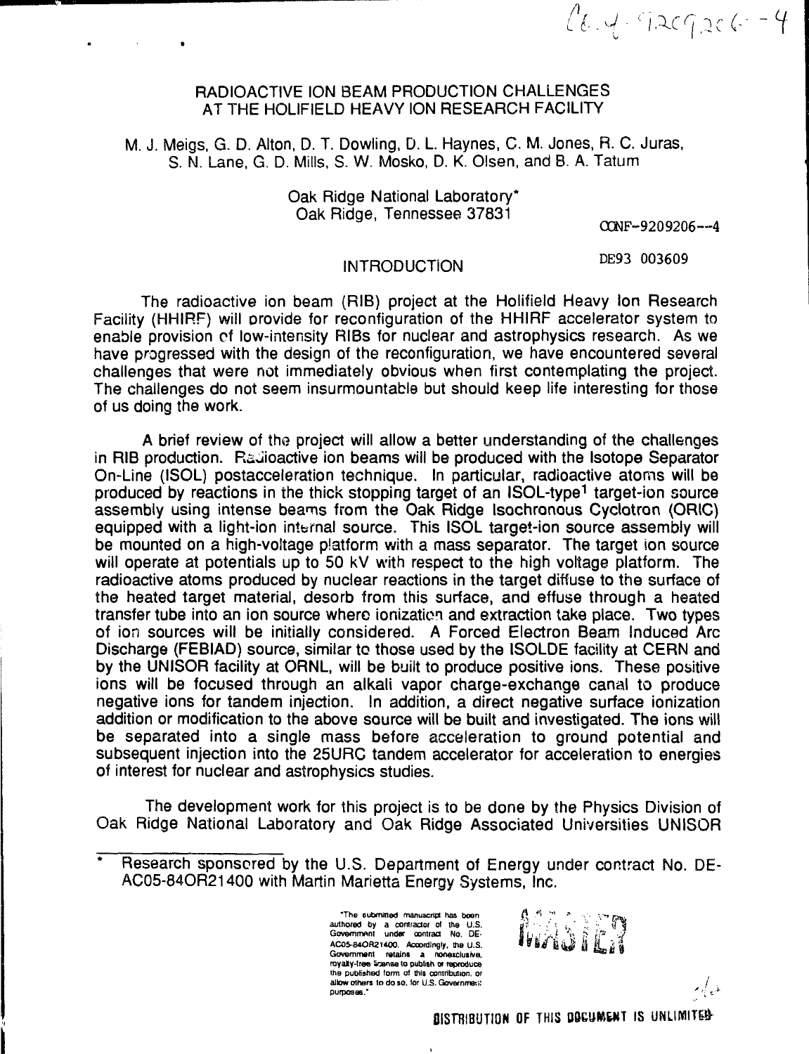# RADIOACTIVE ION BEAM PRODUCTION CHALLENGES AT THE HOLIFIELD HEAVY ION RESEARCH FACILITY

M. J. Meigs, G. D. Alton, D. T. Dowling, D. L. Haynes, C. M. Jones, R. C. Juras, S. N. Lane, G. D. Mills, S. W. Mosko, D. K. Olsen, and B. A. Tatum

Oak Ridge National Laboratory*
Oak Ridge, Tennessee 37831

CONF-9209206--4

DE93 003609

## INTRODUCTION

The radioactive ion beam (RIB) project at the Holifield Heavy Ion Research Facility (HHIRF) will provide for reconfiguration of the HHIRF accelerator system to enable provision of low-intensity RIBs for nuclear and astrophysics research. As we have progressed with the design of the reconfiguration, we have encountered several challenges that were not immediately obvious when first contemplating the project. The challenges do not seem insurmountable but should keep life interesting for those of us doing the work.

A brief review of the project will allow a better understanding of the challenges in RIB production. Radioactive ion beams will be produced with the Isotope Separator On-Line (ISOL) postacceleration technique. In particular, radioactive atoms will be produced by reactions in the thick stopping target of an ISOL-type[1] target-ion source assembly using intense beams from the Oak Ridge Isochronous Cyclotron (ORIC) equipped with a light-ion internal source. This ISOL target-ion source assembly will be mounted on a high-voltage platform with a mass separator. The target ion source will operate at potentials up to 50 kV with respect to the high voltage platform. The radioactive atoms produced by nuclear reactions in the target diffuse to the surface of the heated target material, desorb from this surface, and effuse through a heated transfer tube into an ion source where ionization and extraction take place. Two types of ion sources will be initially considered. A Forced Electron Beam Induced Arc Discharge (FEBIAD) source, similar to those used by the ISOLDE facility at CERN and by the UNISOR facility at ORNL, will be built to produce positive ions. These positive ions will be focused through an alkali vapor charge-exchange canal to produce negative ions for tandem injection. In addition, a direct negative surface ionization addition or modification to the above source will be built and investigated. The ions will be separated into a single mass before acceleration to ground potential and subsequent injection into the 25URC tandem accelerator for acceleration to energies of interest for nuclear and astrophysics studies.

The development work for this project is to be done by the Physics Division of Oak Ridge National Laboratory and Oak Ridge Associated Universities UNISOR

---

\* Research sponsored by the U.S. Department of Energy under contract No. DE-AC05-84OR21400 with Martin Marietta Energy Systems, Inc.

"The submitted manuscript has been authored by a contractor of the U.S. Government under contract No. DE-AC05-84OR21400. Accordingly, the U.S. Government retains a nonexclusive, royalty-free license to publish or reproduce the published form of this contribution, or allow others to do so, for U.S. Government purposes."

MASTER

DISTRIBUTION OF THIS DOCUMENT IS UNLIMITED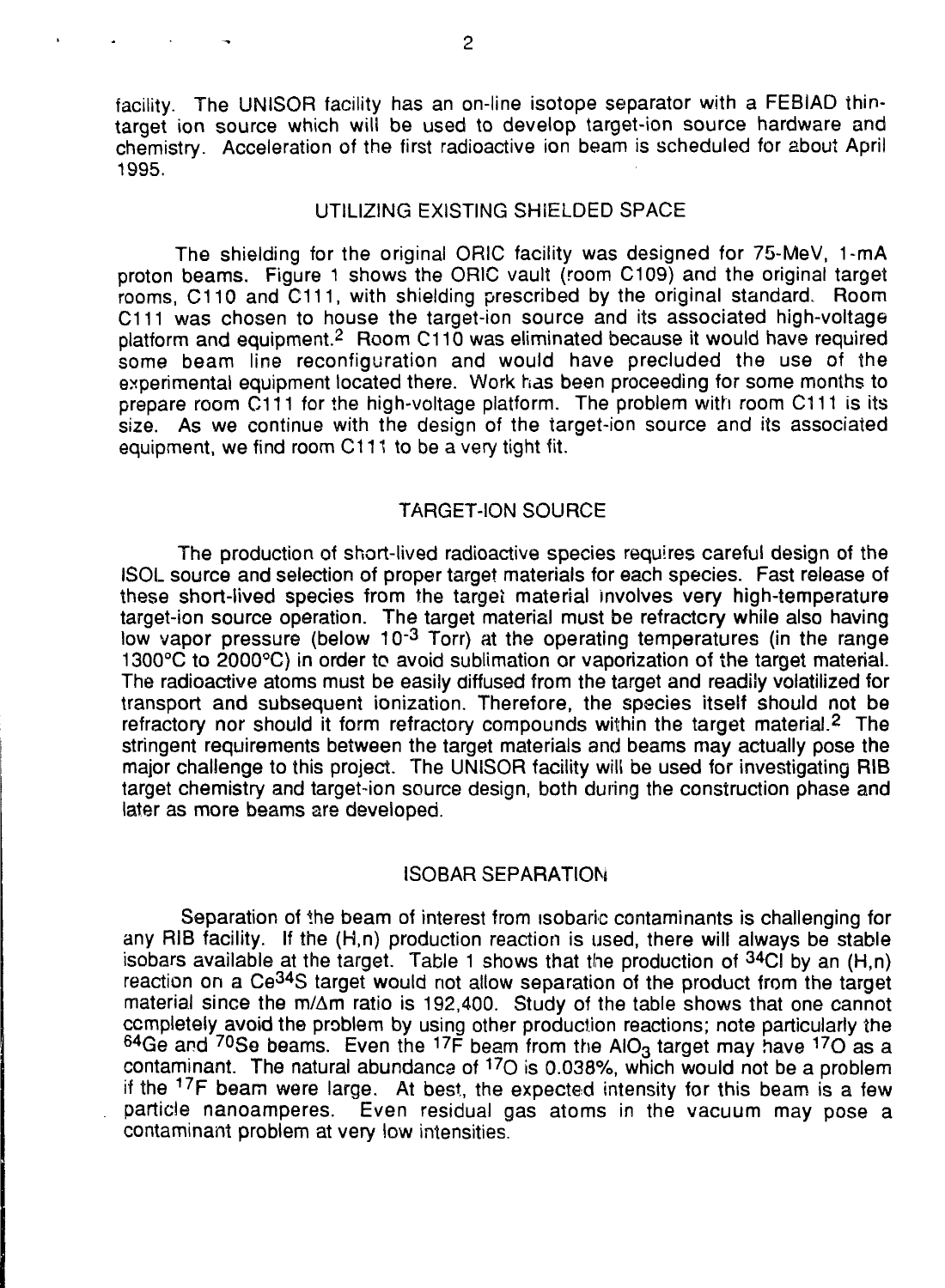facility. The UNISOR facility has an on-line isotope separator with a FEBIAD thin-target ion source which will be used to develop target-ion source hardware and chemistry. Acceleration of the first radioactive ion beam is scheduled for about April 1995.

## UTILIZING EXISTING SHIELDED SPACE

The shielding for the original ORIC facility was designed for 75-MeV, 1-mA proton beams. Figure 1 shows the ORIC vault (room C109) and the original target rooms, C110 and C111, with shielding prescribed by the original standard. Room C111 was chosen to house the target-ion source and its associated high-voltage platform and equipment.[2] Room C110 was eliminated because it would have required some beam line reconfiguration and would have precluded the use of the experimental equipment located there. Work has been proceeding for some months to prepare room C111 for the high-voltage platform. The problem with room C111 is its size. As we continue with the design of the target-ion source and its associated equipment, we find room C111 to be a very tight fit.

## TARGET-ION SOURCE

The production of short-lived radioactive species requires careful design of the ISOL source and selection of proper target materials for each species. Fast release of these short-lived species from the target material involves very high-temperature target-ion source operation. The target material must be refractory while also having low vapor pressure (below $10^{-3}$ Torr) at the operating temperatures (in the range 1300°C to 2000°C) in order to avoid sublimation or vaporization of the target material. The radioactive atoms must be easily diffused from the target and readily volatilized for transport and subsequent ionization. Therefore, the species itself should not be refractory nor should it form refractory compounds within the target material.[2] The stringent requirements between the target materials and beams may actually pose the major challenge to this project. The UNISOR facility will be used for investigating RIB target chemistry and target-ion source design, both during the construction phase and later as more beams are developed.

## ISOBAR SEPARATION

Separation of the beam of interest from isobaric contaminants is challenging for any RIB facility. If the (H,n) production reaction is used, there will always be stable isobars available at the target. Table 1 shows that the production of $^{34}$Cl by an (H,n) reaction on a Ce$^{34}$S target would not allow separation of the product from the target material since the m/$\Delta$m ratio is 192,400. Study of the table shows that one cannot completely avoid the problem by using other production reactions; note particularly the $^{64}$Ge and $^{70}$Se beams. Even the $^{17}$F beam from the $AlO_3$ target may have $^{17}$O as a contaminant. The natural abundance of $^{17}$O is 0.038%, which would not be a problem if the $^{17}$F beam were large. At best, the expected intensity for this beam is a few particle nanoamperes. Even residual gas atoms in the vacuum may pose a contaminant problem at very low intensities.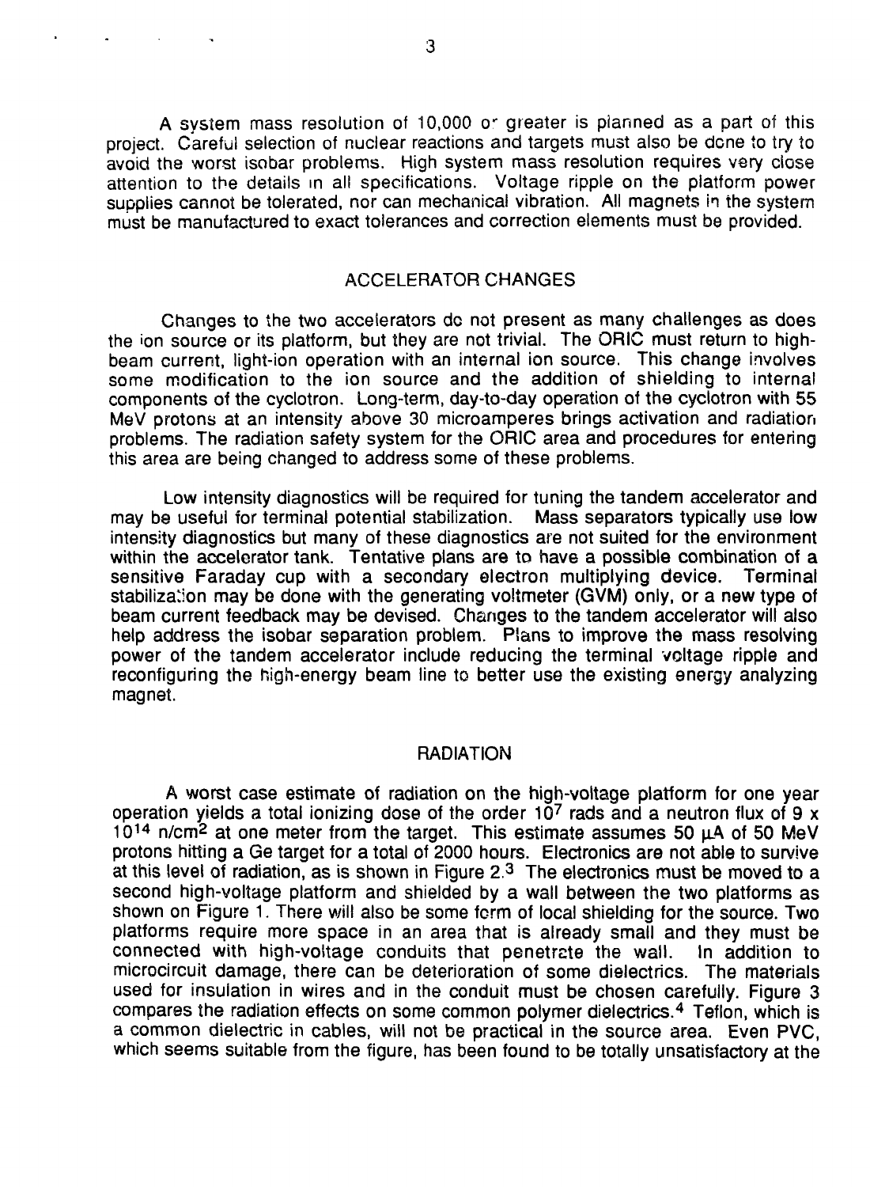A system mass resolution of 10,000 or greater is planned as a part of this project. Careful selection of nuclear reactions and targets must also be done to try to avoid the worst isobar problems. High system mass resolution requires very close attention to the details in all specifications. Voltage ripple on the platform power supplies cannot be tolerated, nor can mechanical vibration. All magnets in the system must be manufactured to exact tolerances and correction elements must be provided.

## ACCELERATOR CHANGES

Changes to the two accelerators do not present as many challenges as does the ion source or its platform, but they are not trivial. The ORIC must return to high-beam current, light-ion operation with an internal ion source. This change involves some modification to the ion source and the addition of shielding to internal components of the cyclotron. Long-term, day-to-day operation of the cyclotron with 55 MeV protons at an intensity above 30 microamperes brings activation and radiation problems. The radiation safety system for the ORIC area and procedures for entering this area are being changed to address some of these problems.

Low intensity diagnostics will be required for tuning the tandem accelerator and may be useful for terminal potential stabilization. Mass separators typically use low intensity diagnostics but many of these diagnostics are not suited for the environment within the accelerator tank. Tentative plans are to have a possible combination of a sensitive Faraday cup with a secondary electron multiplying device. Terminal stabilization may be done with the generating voltmeter (GVM) only, or a new type of beam current feedback may be devised. Changes to the tandem accelerator will also help address the isobar separation problem. Plans to improve the mass resolving power of the tandem accelerator include reducing the terminal voltage ripple and reconfiguring the high-energy beam line to better use the existing energy analyzing magnet.

## RADIATION

A worst case estimate of radiation on the high-voltage platform for one year operation yields a total ionizing dose of the order $10^7$ rads and a neutron flux of $9 \times 10^{14}$ n/cm$^2$ at one meter from the target. This estimate assumes 50 μA of 50 MeV protons hitting a Ge target for a total of 2000 hours. Electronics are not able to survive at this level of radiation, as is shown in Figure 2.[3] The electronics must be moved to a second high-voltage platform and shielded by a wall between the two platforms as shown on Figure 1. There will also be some form of local shielding for the source. Two platforms require more space in an area that is already small and they must be connected with high-voltage conduits that penetrate the wall. In addition to microcircuit damage, there can be deterioration of some dielectrics. The materials used for insulation in wires and in the conduit must be chosen carefully. Figure 3 compares the radiation effects on some common polymer dielectrics.[4] Teflon, which is a common dielectric in cables, will not be practical in the source area. Even PVC, which seems suitable from the figure, has been found to be totally unsatisfactory at the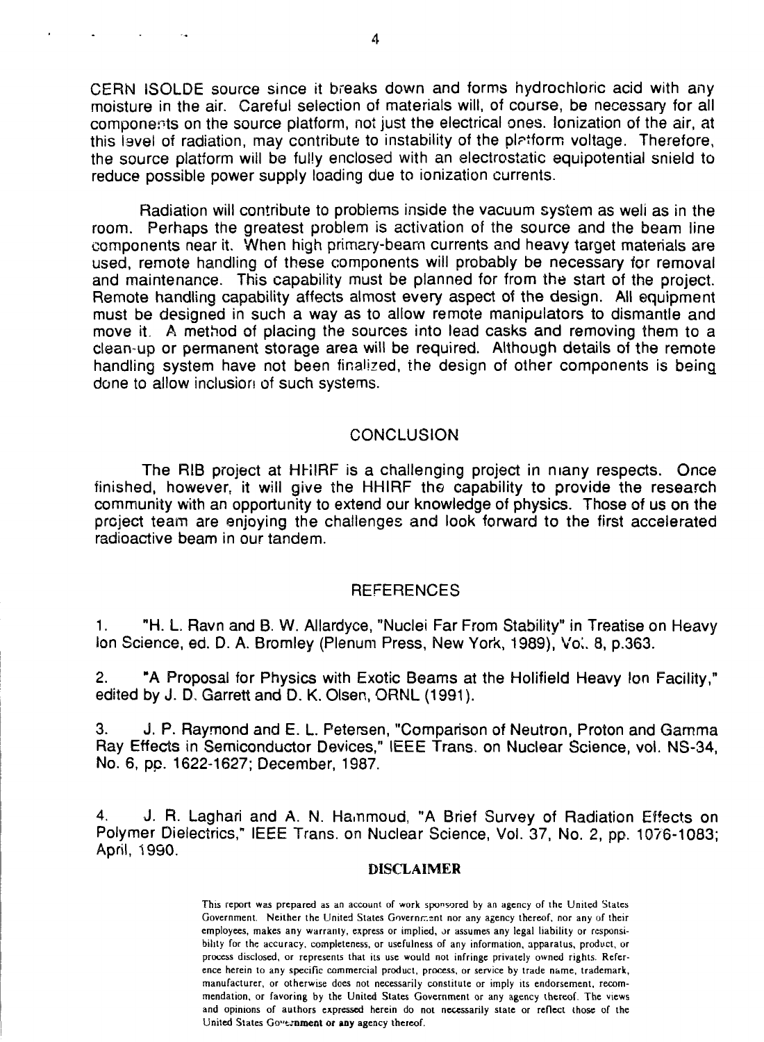CERN ISOLDE source since it breaks down and forms hydrochloric acid with any moisture in the air. Careful selection of materials will, of course, be necessary for all components on the source platform, not just the electrical ones. Ionization of the air, at this level of radiation, may contribute to instability of the platform voltage. Therefore, the source platform will be fully enclosed with an electrostatic equipotential shield to reduce possible power supply loading due to ionization currents.

Radiation will contribute to problems inside the vacuum system as well as in the room. Perhaps the greatest problem is activation of the source and the beam line components near it. When high primary-beam currents and heavy target materials are used, remote handling of these components will probably be necessary for removal and maintenance. This capability must be planned for from the start of the project. Remote handling capability affects almost every aspect of the design. All equipment must be designed in such a way as to allow remote manipulators to dismantle and move it. A method of placing the sources into lead casks and removing them to a clean-up or permanent storage area will be required. Although details of the remote handling system have not been finalized, the design of other components is being done to allow inclusion of such systems.

## CONCLUSION

The RIB project at HHIRF is a challenging project in many respects. Once finished, however, it will give the HHIRF the capability to provide the research community with an opportunity to extend our knowledge of physics. Those of us on the project team are enjoying the challenges and look forward to the first accelerated radioactive beam in our tandem.

## REFERENCES

1. "H. L. Ravn and B. W. Allardyce, "Nuclei Far From Stability" in Treatise on Heavy Ion Science, ed. D. A. Bromley (Plenum Press, New York, 1989), Vol. 8, p.363.

2. "A Proposal for Physics with Exotic Beams at the Holifield Heavy Ion Facility," edited by J. D. Garrett and D. K. Olsen, ORNL (1991).

3. J. P. Raymond and E. L. Petersen, "Comparison of Neutron, Proton and Gamma Ray Effects in Semiconductor Devices," IEEE Trans. on Nuclear Science, vol. NS-34, No. 6, pp. 1622-1627; December, 1987.

4. J. R. Laghari and A. N. Hammoud, "A Brief Survey of Radiation Effects on Polymer Dielectrics," IEEE Trans. on Nuclear Science, Vol. 37, No. 2, pp. 1076-1083; April, 1990.

**DISCLAIMER**

This report was prepared as an account of work sponsored by an agency of the United States Government. Neither the United States Government nor any agency thereof, nor any of their employees, makes any warranty, express or implied, or assumes any legal liability or responsibility for the accuracy, completeness, or usefulness of any information, apparatus, product, or process disclosed, or represents that its use would not infringe privately owned rights. Reference herein to any specific commercial product, process, or service by trade name, trademark, manufacturer, or otherwise does not necessarily constitute or imply its endorsement, recommendation, or favoring by the United States Government or any agency thereof. The views and opinions of authors expressed herein do not necessarily state or reflect those of the United States Government or any agency thereof.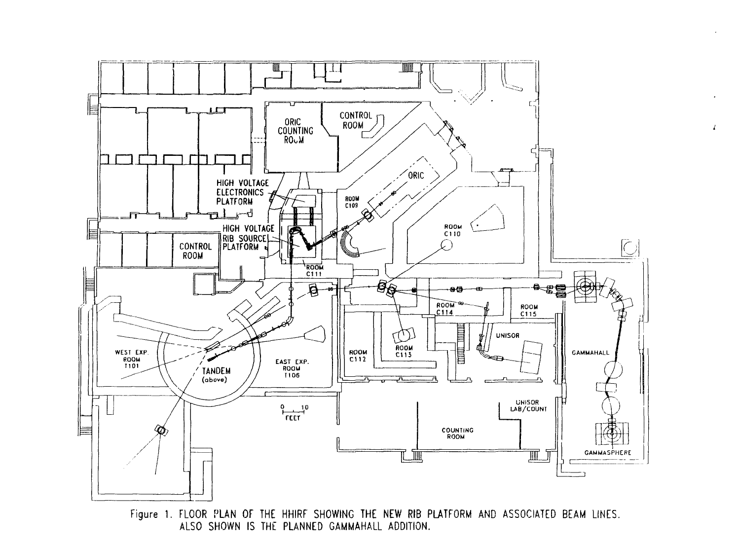Figure 1. FLOOR PLAN OF THE HHIRF SHOWING THE NEW RIB PLATFORM AND ASSOCIATED BEAM LINES. ALSO SHOWN IS THE PLANNED GAMMAHALL ADDITION.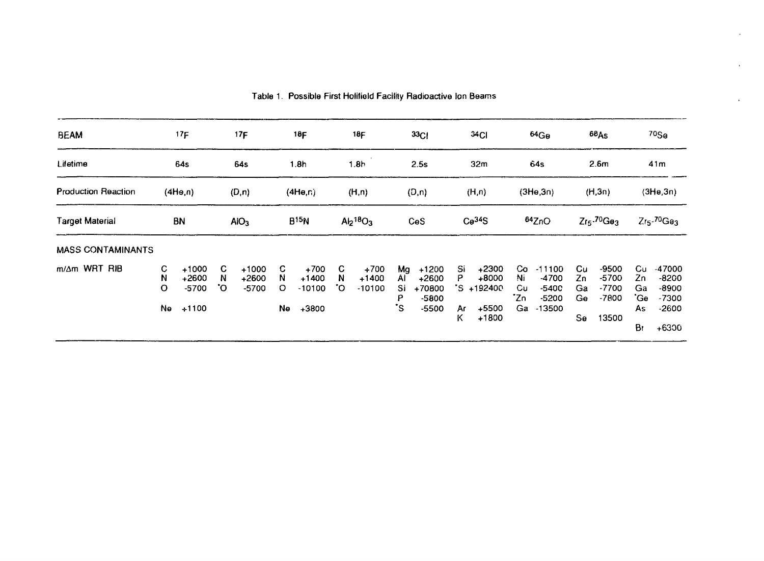Table 1. Possible First Holifield Facility Radioactive Ion Beams

| BEAM | $^{17}F$ | $^{17}F$ | $^{18}F$ | $^{18}F$ | $^{33}Cl$ | $^{34}Cl$ | $^{64}Ge$ | $^{68}As$ | $^{70}Se$ |
|---|---|---|---|---|---|---|---|---|---|
| Lifetime | 64s | 64s | 1.8h | 1.8h | 2.5s | 32m | 64s | 2.6m | 41m |
| Production Reaction | (4He,n) | (D,n) | (4He,n) | (H,n) | (D,n) | (H,n) | (3He,3n) | (H,3n) | (3He,3n) |
| Target Material | BN | $AlO_3$ | $B^{15}N$ | $Al_2{}^{18}O_3$ | CeS | $Ce^{34}S$ | $^{64}ZnO$ | $Zr_5\text{-}^{70}Ge_3$ | $Zr_5\text{-}^{70}Ge_3$ |
| MASS CONTAMINANTS | | | | | | | | | |
| m/Δm WRT RIB | C +1000<br>N +2600<br>O -5700<br><br>Ne +1100 | C +1000<br>N +2600<br>*O -5700 | C +700<br>N +1400<br>O -10100<br><br>Ne +3800 | C +700<br>N +1400<br>*O -10100 | Mg +1200<br>Al +2600<br>Si +70800<br>P -5800<br>*S -5500 | Si +2300<br>P +8000<br>*S +192400<br><br>Ar +5500<br>K +1800 | Co -11100<br>Ni -4700<br>Cu -5400<br>*Zn -5200<br>Ga -13500 | Cu -9500<br>Zn -5700<br>Ga -7700<br>Ge -7800<br><br>Se 13500 | Cu -47000<br>Zn -8200<br>Ga -8900<br>*Ge -7300<br>As -2600<br><br>Br +6300 |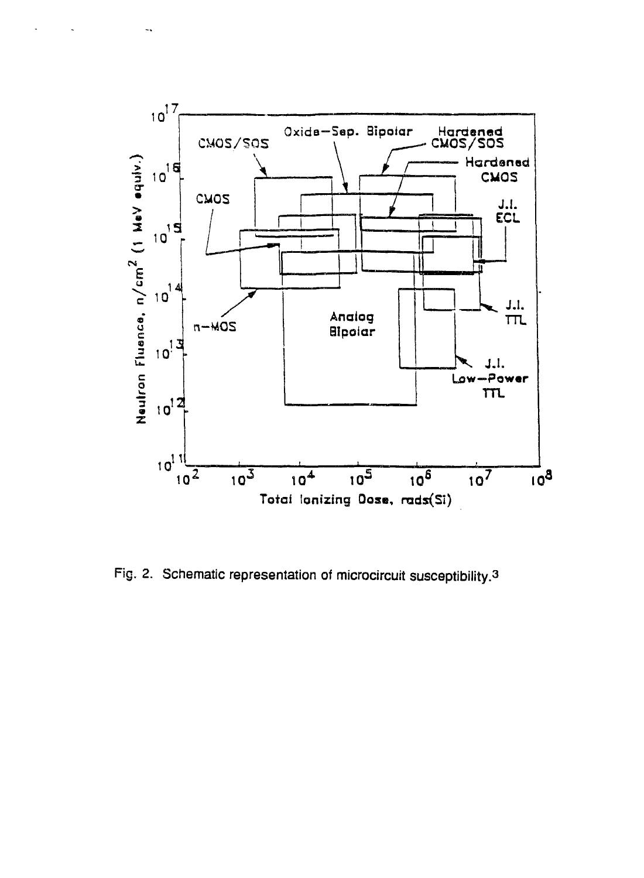Fig. 2. Schematic representation of microcircuit susceptibility.[3]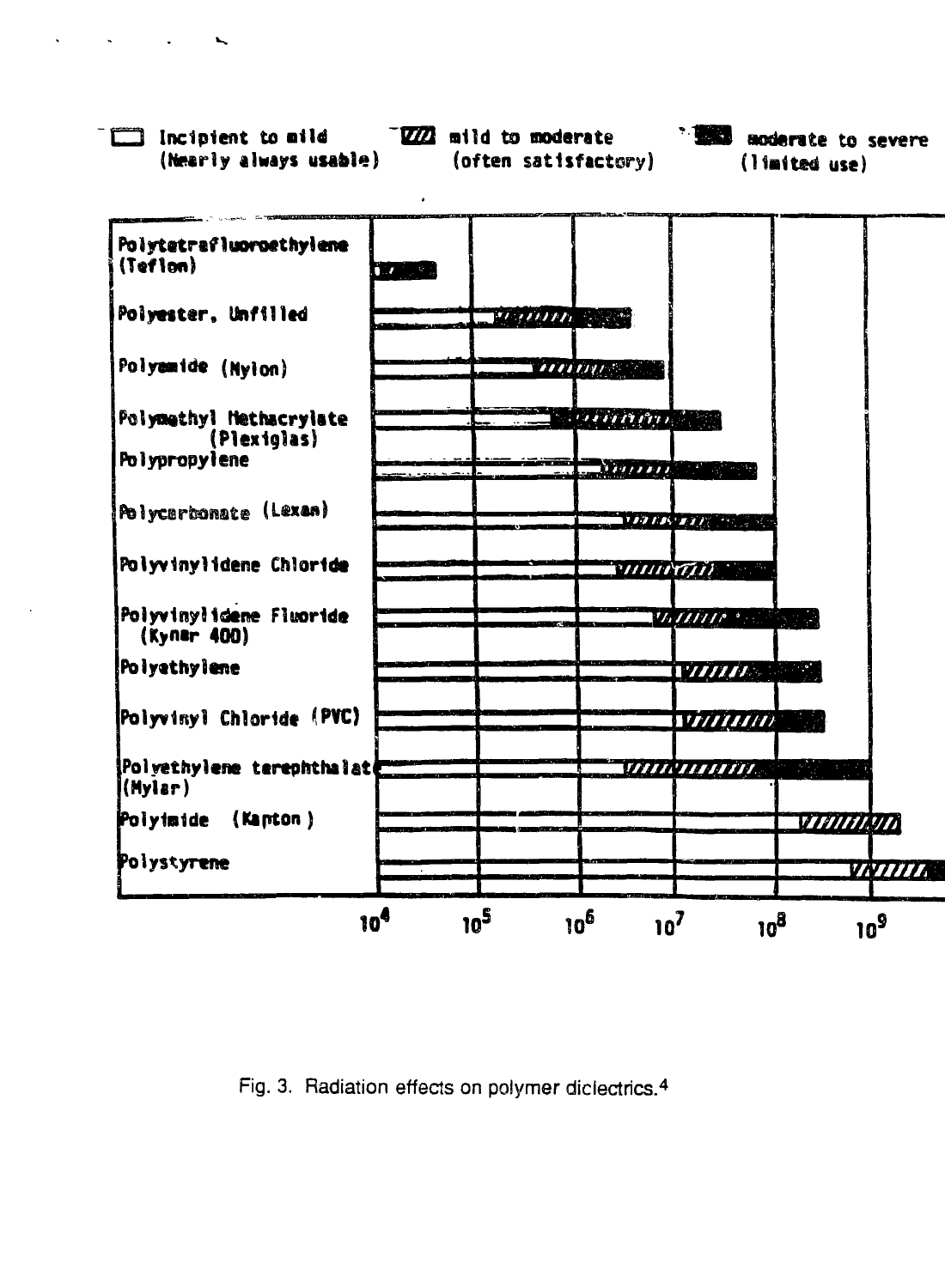Incipient to mild (Nearly always usable)

mild to moderate (often satisfactory)

moderate to severe (limited use)

Polytetrafluoroethylene (Teflon)

Polyester, Unfilled

Polyamide (Nylon)

Polymethyl Methacrylate (Plexiglas)

Polypropylene

Polycarbonate (Lexan)

Polyvinylidene Chloride

Polyvinylidene Fluoride (Kynar 400)

Polyethylene

Polyvinyl Chloride (PVC)

Polyethylene terephthalate (Mylar)

Polyimide (Kapton)

Polystyrene

$10^4$ $10^5$ $10^6$ $10^7$ $10^8$ $10^9$

Fig. 3. Radiation effects on polymer diclectrics.[4]